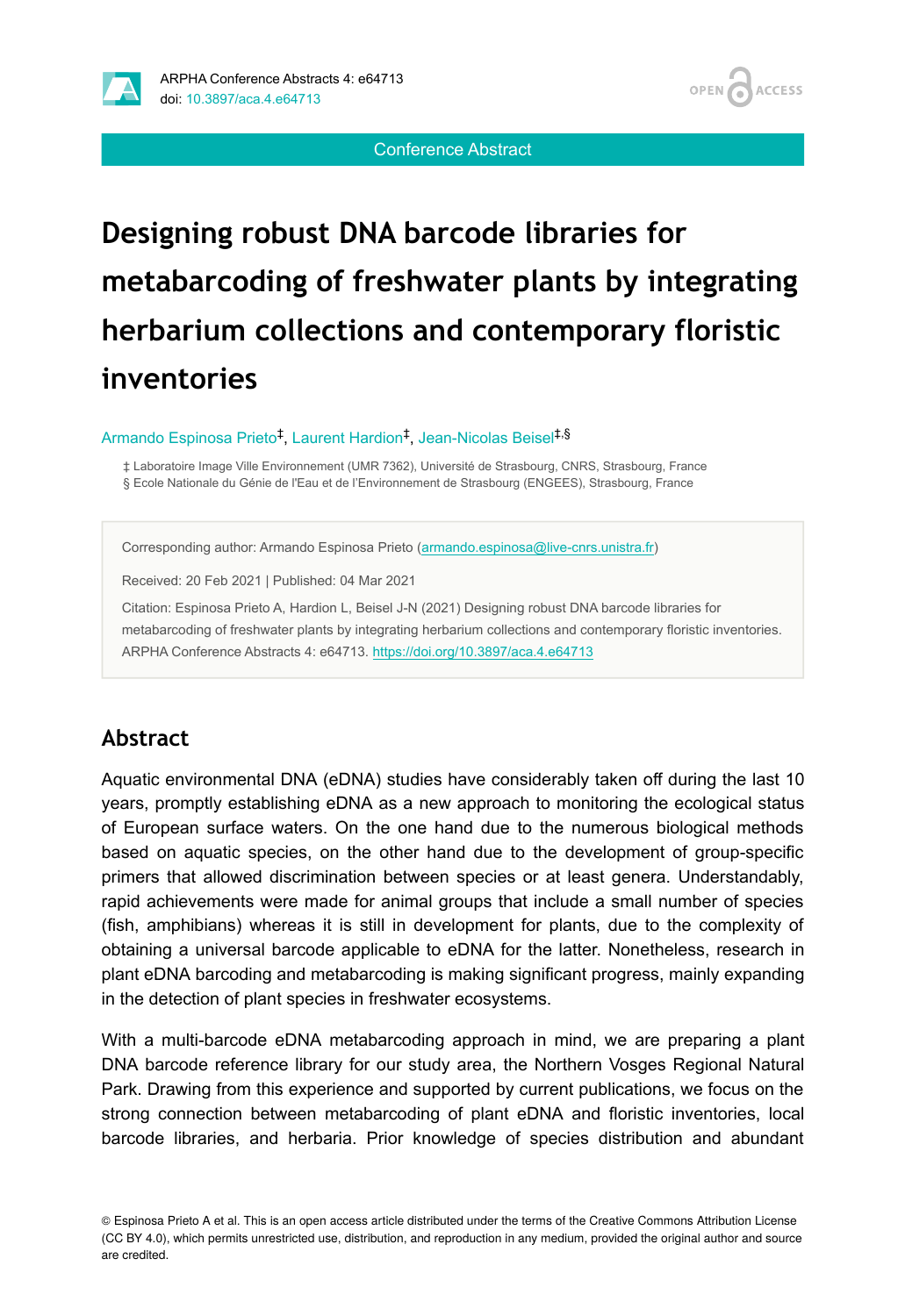Conference Abstract

# Designing robust DNA barcode libraries for metabarcoding of freshwater plants by integrating herbarium collections and contemporary floristic inventories

Armando Espinosa Prieto[‡], Laurent Hardion[‡], Jean-Nicolas Beisel[‡,§]

‡ Laboratoire Image Ville Environnement (UMR 7362), Université de Strasbourg, CNRS, Strasbourg, France
§ Ecole Nationale du Génie de l'Eau et de l'Environnement de Strasbourg (ENGEES), Strasbourg, France

Corresponding author: Armando Espinosa Prieto (armando.espinosa@live-cnrs.unistra.fr)

Received: 20 Feb 2021 | Published: 04 Mar 2021

Citation: Espinosa Prieto A, Hardion L, Beisel J-N (2021) Designing robust DNA barcode libraries for metabarcoding of freshwater plants by integrating herbarium collections and contemporary floristic inventories. ARPHA Conference Abstracts 4: e64713. https://doi.org/10.3897/aca.4.e64713

## Abstract

Aquatic environmental DNA (eDNA) studies have considerably taken off during the last 10 years, promptly establishing eDNA as a new approach to monitoring the ecological status of European surface waters. On the one hand due to the numerous biological methods based on aquatic species, on the other hand due to the development of group-specific primers that allowed discrimination between species or at least genera. Understandably, rapid achievements were made for animal groups that include a small number of species (fish, amphibians) whereas it is still in development for plants, due to the complexity of obtaining a universal barcode applicable to eDNA for the latter. Nonetheless, research in plant eDNA barcoding and metabarcoding is making significant progress, mainly expanding in the detection of plant species in freshwater ecosystems.

With a multi-barcode eDNA metabarcoding approach in mind, we are preparing a plant DNA barcode reference library for our study area, the Northern Vosges Regional Natural Park. Drawing from this experience and supported by current publications, we focus on the strong connection between metabarcoding of plant eDNA and floristic inventories, local barcode libraries, and herbaria. Prior knowledge of species distribution and abundant

© Espinosa Prieto A et al. This is an open access article distributed under the terms of the Creative Commons Attribution License (CC BY 4.0), which permits unrestricted use, distribution, and reproduction in any medium, provided the original author and source are credited.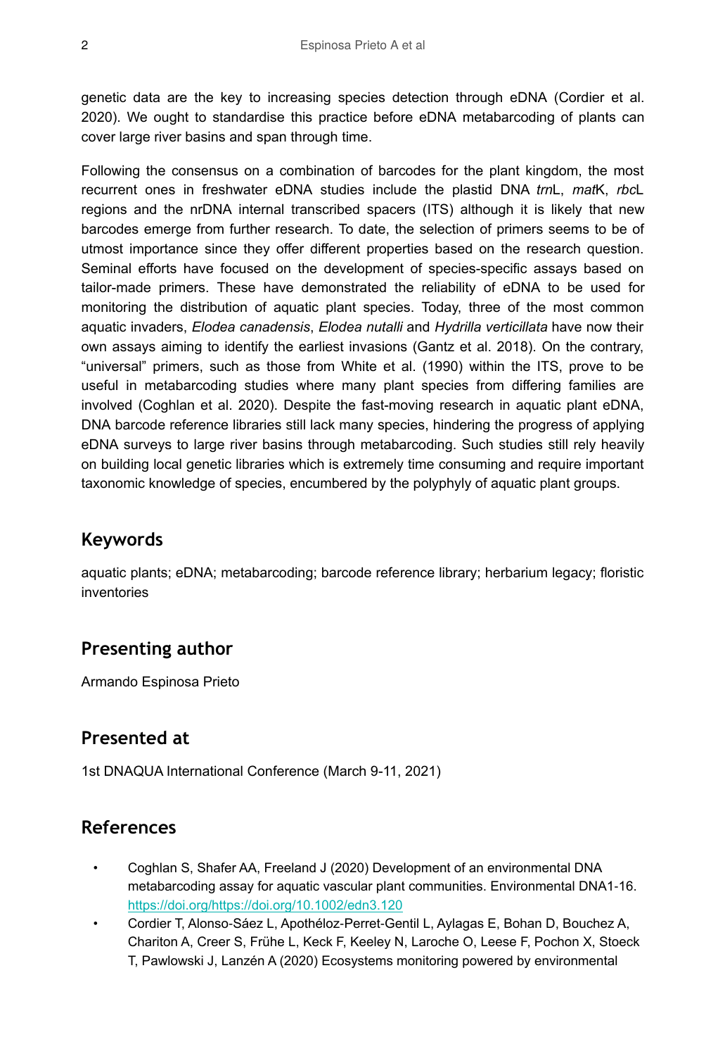genetic data are the key to increasing species detection through eDNA (Cordier et al. 2020). We ought to standardise this practice before eDNA metabarcoding of plants can cover large river basins and span through time.

Following the consensus on a combination of barcodes for the plant kingdom, the most recurrent ones in freshwater eDNA studies include the plastid DNA *trn*L, *mat*K, *rbc*L regions and the nrDNA internal transcribed spacers (ITS) although it is likely that new barcodes emerge from further research. To date, the selection of primers seems to be of utmost importance since they offer different properties based on the research question. Seminal efforts have focused on the development of species-specific assays based on tailor-made primers. These have demonstrated the reliability of eDNA to be used for monitoring the distribution of aquatic plant species. Today, three of the most common aquatic invaders, *Elodea canadensis*, *Elodea nutalli* and *Hydrilla verticillata* have now their own assays aiming to identify the earliest invasions (Gantz et al. 2018). On the contrary, "universal" primers, such as those from White et al. (1990) within the ITS, prove to be useful in metabarcoding studies where many plant species from differing families are involved (Coghlan et al. 2020). Despite the fast-moving research in aquatic plant eDNA, DNA barcode reference libraries still lack many species, hindering the progress of applying eDNA surveys to large river basins through metabarcoding. Such studies still rely heavily on building local genetic libraries which is extremely time consuming and require important taxonomic knowledge of species, encumbered by the polyphyly of aquatic plant groups.

## Keywords

aquatic plants; eDNA; metabarcoding; barcode reference library; herbarium legacy; floristic inventories

## Presenting author

Armando Espinosa Prieto

## Presented at

1st DNAQUA International Conference (March 9-11, 2021)

## References

- Coghlan S, Shafer AA, Freeland J (2020) Development of an environmental DNA metabarcoding assay for aquatic vascular plant communities. Environmental DNA1-16. https://doi.org/https://doi.org/10.1002/edn3.120
- Cordier T, Alonso-Sáez L, Apothéloz-Perret-Gentil L, Aylagas E, Bohan D, Bouchez A, Chariton A, Creer S, Frühe L, Keck F, Keeley N, Laroche O, Leese F, Pochon X, Stoeck T, Pawlowski J, Lanzén A (2020) Ecosystems monitoring powered by environmental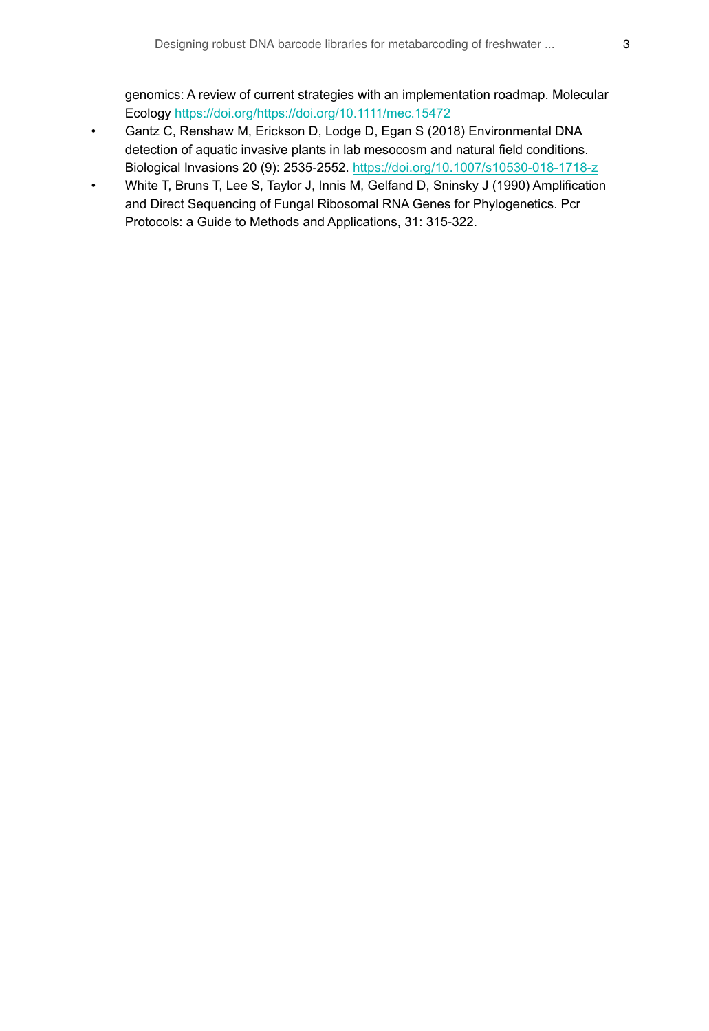genomics: A review of current strategies with an implementation roadmap. Molecular Ecology https://doi.org/https://doi.org/10.1111/mec.15472

- Gantz C, Renshaw M, Erickson D, Lodge D, Egan S (2018) Environmental DNA detection of aquatic invasive plants in lab mesocosm and natural field conditions. Biological Invasions 20 (9): 2535‑2552. https://doi.org/10.1007/s10530-018-1718-z
- White T, Bruns T, Lee S, Taylor J, Innis M, Gelfand D, Sninsky J (1990) Amplification and Direct Sequencing of Fungal Ribosomal RNA Genes for Phylogenetics. Pcr Protocols: a Guide to Methods and Applications, 31: 315‑322.